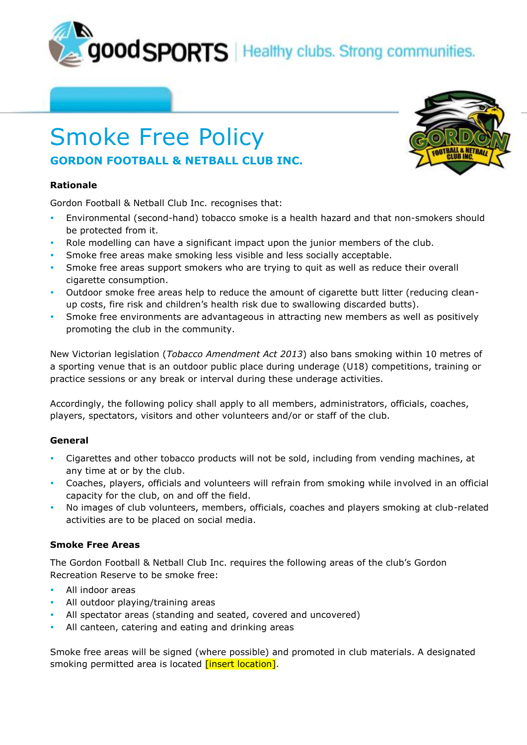goodSPORTS | Healthy clubs. Strong communities.

# Smoke Free Policy

## GORDON FOOTBALL & NETBALL CLUB INC.

### Rationale

Gordon Football & Netball Club Inc. recognises that:

- Environmental (second-hand) tobacco smoke is a health hazard and that non-smokers should be protected from it.
- Role modelling can have a significant impact upon the junior members of the club.
- Smoke free areas make smoking less visible and less socially acceptable.
- Smoke free areas support smokers who are trying to quit as well as reduce their overall cigarette consumption.
- Outdoor smoke free areas help to reduce the amount of cigarette butt litter (reducing clean-up costs, fire risk and children's health risk due to swallowing discarded butts).
- Smoke free environments are advantageous in attracting new members as well as positively promoting the club in the community.

New Victorian legislation (*Tobacco Amendment Act 2013*) also bans smoking within 10 metres of a sporting venue that is an outdoor public place during underage (U18) competitions, training or practice sessions or any break or interval during these underage activities.

Accordingly, the following policy shall apply to all members, administrators, officials, coaches, players, spectators, visitors and other volunteers and/or or staff of the club.

### General

- Cigarettes and other tobacco products will not be sold, including from vending machines, at any time at or by the club.
- Coaches, players, officials and volunteers will refrain from smoking while involved in an official capacity for the club, on and off the field.
- No images of club volunteers, members, officials, coaches and players smoking at club-related activities are to be placed on social media.

### Smoke Free Areas

The Gordon Football & Netball Club Inc. requires the following areas of the club's Gordon Recreation Reserve to be smoke free:

- All indoor areas
- All outdoor playing/training areas
- All spectator areas (standing and seated, covered and uncovered)
- All canteen, catering and eating and drinking areas

Smoke free areas will be signed (where possible) and promoted in club materials. A designated smoking permitted area is located [insert location].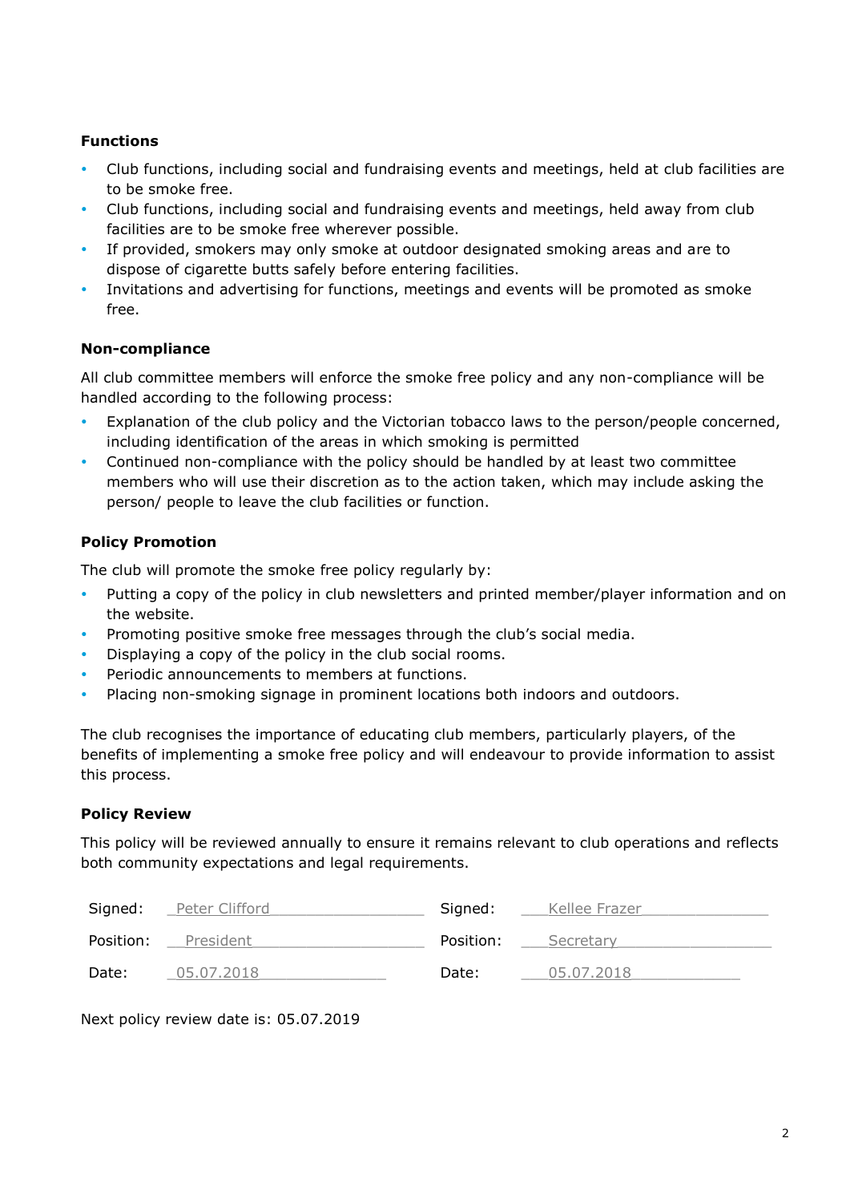### Functions

- Club functions, including social and fundraising events and meetings, held at club facilities are to be smoke free.
- Club functions, including social and fundraising events and meetings, held away from club facilities are to be smoke free wherever possible.
- If provided, smokers may only smoke at outdoor designated smoking areas and are to dispose of cigarette butts safely before entering facilities.
- Invitations and advertising for functions, meetings and events will be promoted as smoke free.

### Non-compliance

All club committee members will enforce the smoke free policy and any non-compliance will be handled according to the following process:

- Explanation of the club policy and the Victorian tobacco laws to the person/people concerned, including identification of the areas in which smoking is permitted
- Continued non-compliance with the policy should be handled by at least two committee members who will use their discretion as to the action taken, which may include asking the person/ people to leave the club facilities or function.

### Policy Promotion

The club will promote the smoke free policy regularly by:

- Putting a copy of the policy in club newsletters and printed member/player information and on the website.
- Promoting positive smoke free messages through the club's social media.
- Displaying a copy of the policy in the club social rooms.
- Periodic announcements to members at functions.
- Placing non-smoking signage in prominent locations both indoors and outdoors.

The club recognises the importance of educating club members, particularly players, of the benefits of implementing a smoke free policy and will endeavour to provide information to assist this process.

### Policy Review

This policy will be reviewed annually to ensure it remains relevant to club operations and reflects both community expectations and legal requirements.

| | | | |
|---|---|---|---|
| Signed: | Peter Clifford | Signed: | Kellee Frazer |
| Position: | President | Position: | Secretary |
| Date: | 05.07.2018 | Date: | 05.07.2018 |

Next policy review date is: 05.07.2019